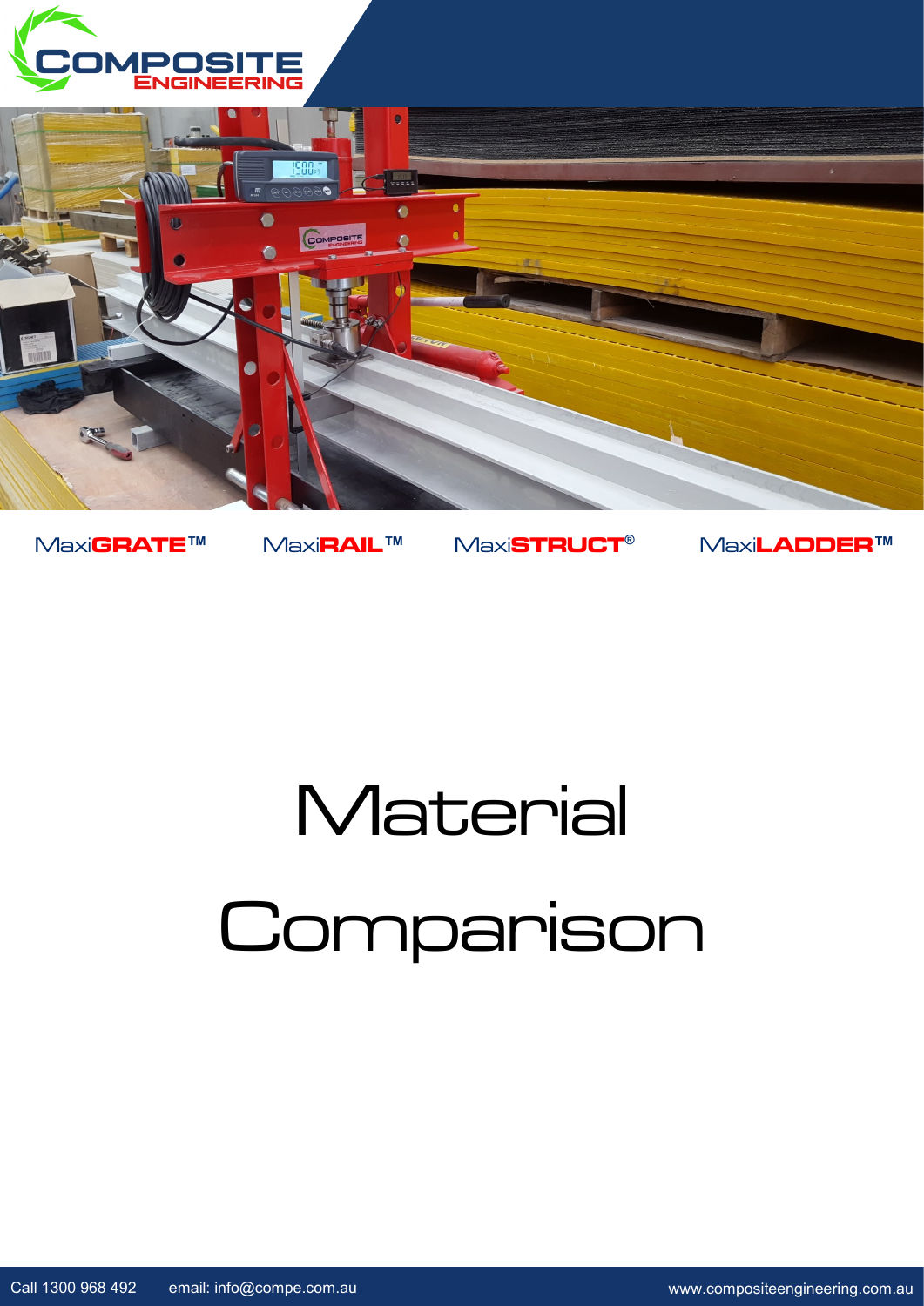MaxiGRATE™ MaxiRAIL™ MaxiSTRUCT® MaxiLADDER™

# Material Comparison

Call 1300 968 492 email: info@compe.com.au www.compositeengineering.com.au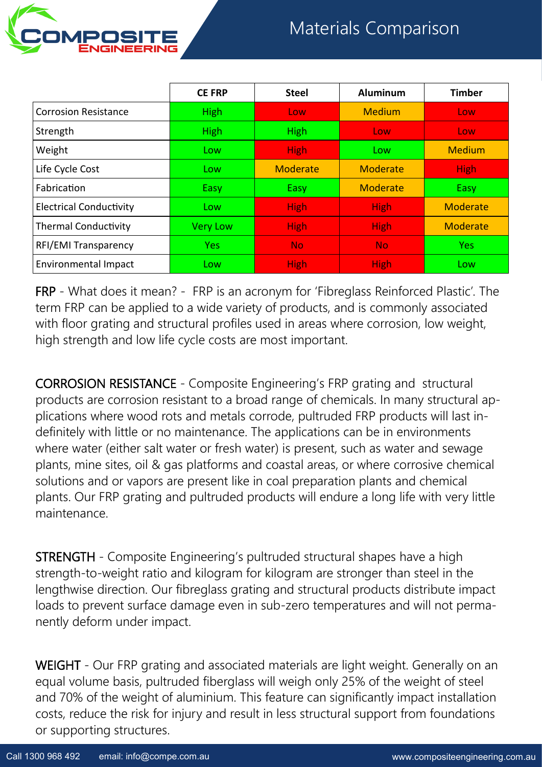# Materials Comparison

| | CE FRP | Steel | Aluminum | Timber |
|---|---|---|---|---|
| Corrosion Resistance | High | Low | Medium | Low |
| Strength | High | High | Low | Low |
| Weight | Low | High | Low | Medium |
| Life Cycle Cost | Low | Moderate | Moderate | High |
| Fabrication | Easy | Easy | Moderate | Easy |
| Electrical Conductivity | Low | High | High | Moderate |
| Thermal Conductivity | Very Low | High | High | Moderate |
| RFI/EMI Transparency | Yes | No | No | Yes |
| Environmental Impact | Low | High | High | Low |

FRP - What does it mean? - FRP is an acronym for 'Fibreglass Reinforced Plastic'. The term FRP can be applied to a wide variety of products, and is commonly associated with floor grating and structural profiles used in areas where corrosion, low weight, high strength and low life cycle costs are most important.

CORROSION RESISTANCE - Composite Engineering's FRP grating and structural products are corrosion resistant to a broad range of chemicals. In many structural applications where wood rots and metals corrode, pultruded FRP products will last indefinitely with little or no maintenance. The applications can be in environments where water (either salt water or fresh water) is present, such as water and sewage plants, mine sites, oil & gas platforms and coastal areas, or where corrosive chemical solutions and or vapors are present like in coal preparation plants and chemical plants. Our FRP grating and pultruded products will endure a long life with very little maintenance.

STRENGTH - Composite Engineering's pultruded structural shapes have a high strength-to-weight ratio and kilogram for kilogram are stronger than steel in the lengthwise direction. Our fibreglass grating and structural products distribute impact loads to prevent surface damage even in sub-zero temperatures and will not permanently deform under impact.

WEIGHT - Our FRP grating and associated materials are light weight. Generally on an equal volume basis, pultruded fiberglass will weigh only 25% of the weight of steel and 70% of the weight of aluminium. This feature can significantly impact installation costs, reduce the risk for injury and result in less structural support from foundations or supporting structures.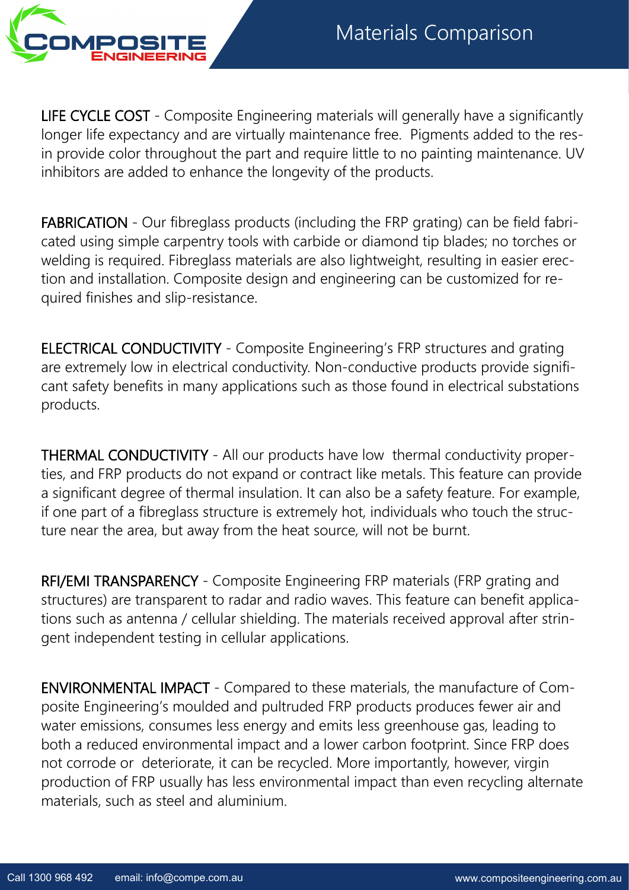# Materials Comparison

**LIFE CYCLE COST** - Composite Engineering materials will generally have a significantly longer life expectancy and are virtually maintenance free. Pigments added to the resin provide color throughout the part and require little to no painting maintenance. UV inhibitors are added to enhance the longevity of the products.

**FABRICATION** - Our fibreglass products (including the FRP grating) can be field fabricated using simple carpentry tools with carbide or diamond tip blades; no torches or welding is required. Fibreglass materials are also lightweight, resulting in easier erection and installation. Composite design and engineering can be customized for required finishes and slip-resistance.

**ELECTRICAL CONDUCTIVITY** - Composite Engineering's FRP structures and grating are extremely low in electrical conductivity. Non-conductive products provide significant safety benefits in many applications such as those found in electrical substations products.

**THERMAL CONDUCTIVITY** - All our products have low thermal conductivity properties, and FRP products do not expand or contract like metals. This feature can provide a significant degree of thermal insulation. It can also be a safety feature. For example, if one part of a fibreglass structure is extremely hot, individuals who touch the structure near the area, but away from the heat source, will not be burnt.

**RFI/EMI TRANSPARENCY** - Composite Engineering FRP materials (FRP grating and structures) are transparent to radar and radio waves. This feature can benefit applications such as antenna / cellular shielding. The materials received approval after stringent independent testing in cellular applications.

**ENVIRONMENTAL IMPACT** - Compared to these materials, the manufacture of Composite Engineering's moulded and pultruded FRP products produces fewer air and water emissions, consumes less energy and emits less greenhouse gas, leading to both a reduced environmental impact and a lower carbon footprint. Since FRP does not corrode or deteriorate, it can be recycled. More importantly, however, virgin production of FRP usually has less environmental impact than even recycling alternate materials, such as steel and aluminium.